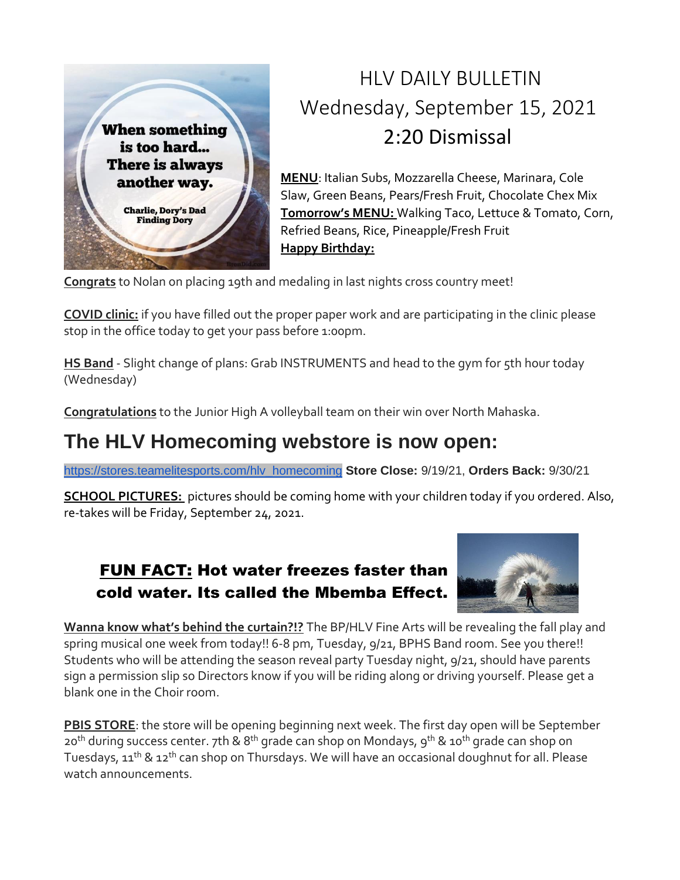# HLV DAILY BULLETIN

## Wednesday, September 15, 2021

## 2:20 Dismissal

When something is too hard... There is always another way.

Charlie, Dory's Dad
Finding Dory

**MENU**: Italian Subs, Mozzarella Cheese, Marinara, Cole Slaw, Green Beans, Pears/Fresh Fruit, Chocolate Chex Mix
**Tomorrow's MENU:** Walking Taco, Lettuce & Tomato, Corn, Refried Beans, Rice, Pineapple/Fresh Fruit
**Happy Birthday:**

**Congrats** to Nolan on placing 19th and medaling in last nights cross country meet!

**COVID clinic:** if you have filled out the proper paper work and are participating in the clinic please stop in the office today to get your pass before 1:00pm.

**HS Band** - Slight change of plans: Grab INSTRUMENTS and head to the gym for 5th hour today (Wednesday)

**Congratulations** to the Junior High A volleyball team on their win over North Mahaska.

## The HLV Homecoming webstore is now open:

https://stores.teamelitesports.com/hlv_homecoming **Store Close:** 9/19/21, **Orders Back:** 9/30/21

**SCHOOL PICTURES:** pictures should be coming home with your children today if you ordered. Also, re-takes will be Friday, September 24, 2021.

### FUN FACT: Hot water freezes faster than cold water. Its called the Mbemba Effect.

**Wanna know what's behind the curtain?!?** The BP/HLV Fine Arts will be revealing the fall play and spring musical one week from today!! 6-8 pm, Tuesday, 9/21, BPHS Band room. See you there!! Students who will be attending the season reveal party Tuesday night, 9/21, should have parents sign a permission slip so Directors know if you will be riding along or driving yourself. Please get a blank one in the Choir room.

**PBIS STORE**: the store will be opening beginning next week. The first day open will be September 20th during success center. 7th & 8th grade can shop on Mondays, 9th & 10th grade can shop on Tuesdays, 11th & 12th can shop on Thursdays. We will have an occasional doughnut for all. Please watch announcements.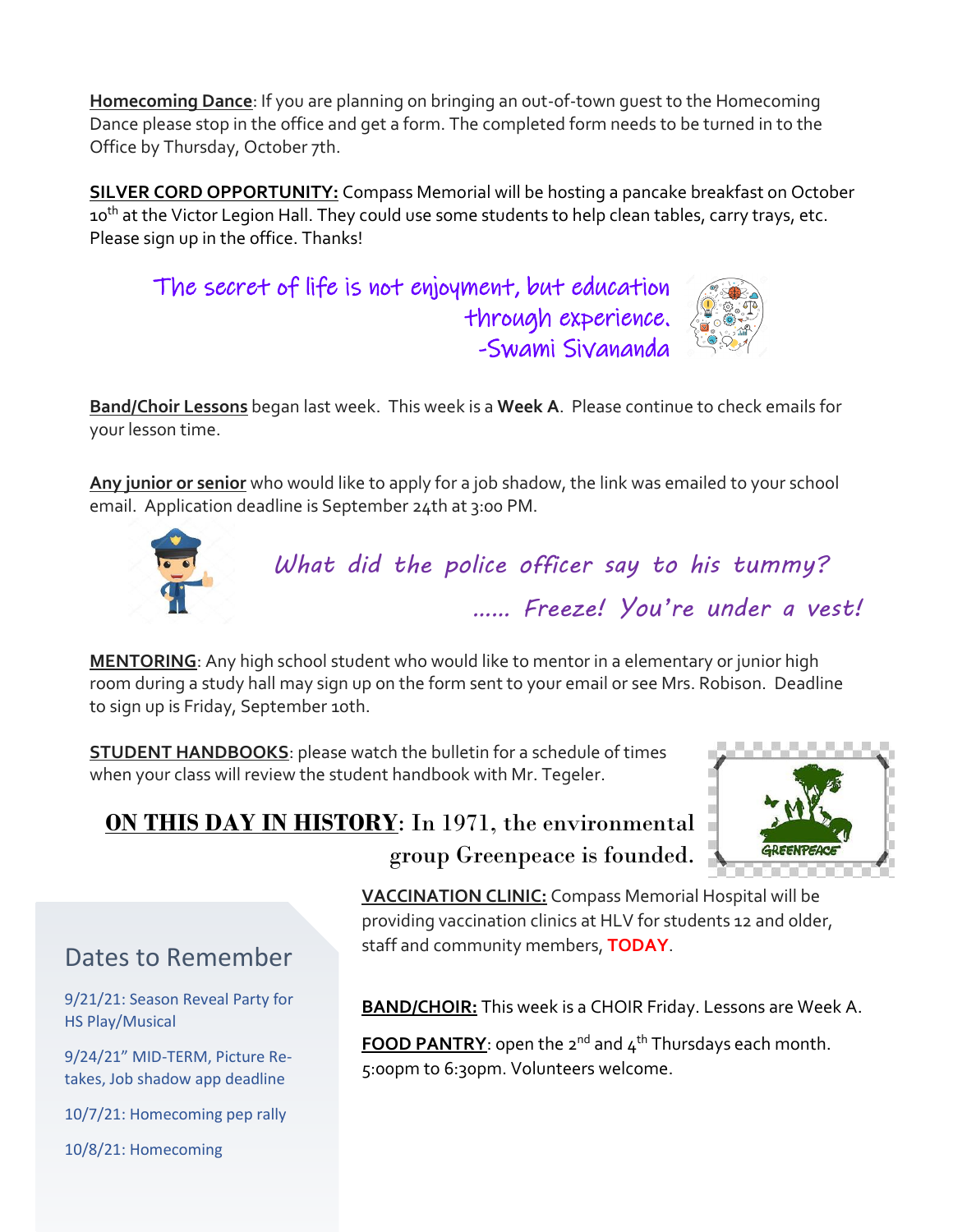**Homecoming Dance**: If you are planning on bringing an out-of-town guest to the Homecoming Dance please stop in the office and get a form. The completed form needs to be turned in to the Office by Thursday, October 7th.

**SILVER CORD OPPORTUNITY:** Compass Memorial will be hosting a pancake breakfast on October 10th at the Victor Legion Hall. They could use some students to help clean tables, carry trays, etc. Please sign up in the office. Thanks!

*The secret of life is not enjoyment, but education through experience.*
*-Swami Sivananda*

**Band/Choir Lessons** began last week. This week is a **Week A**. Please continue to check emails for your lesson time.

**Any junior or senior** who would like to apply for a job shadow, the link was emailed to your school email. Application deadline is September 24th at 3:00 PM.

*What did the police officer say to his tummy?*
*...... Freeze! You're under a vest!*

**MENTORING**: Any high school student who would like to mentor in a elementary or junior high room during a study hall may sign up on the form sent to your email or see Mrs. Robison. Deadline to sign up is Friday, September 10th.

**STUDENT HANDBOOKS**: please watch the bulletin for a schedule of times when your class will review the student handbook with Mr. Tegeler.

**ON THIS DAY IN HISTORY**: In 1971, the environmental group Greenpeace is founded.

**VACCINATION CLINIC:** Compass Memorial Hospital will be providing vaccination clinics at HLV for students 12 and older, staff and community members, **TODAY**.

**BAND/CHOIR:** This week is a CHOIR Friday. Lessons are Week A.

**FOOD PANTRY**: open the 2nd and 4th Thursdays each month. 5:00pm to 6:30pm. Volunteers welcome.

## Dates to Remember

9/21/21: Season Reveal Party for HS Play/Musical

9/24/21" MID-TERM, Picture Re-takes, Job shadow app deadline

10/7/21: Homecoming pep rally

10/8/21: Homecoming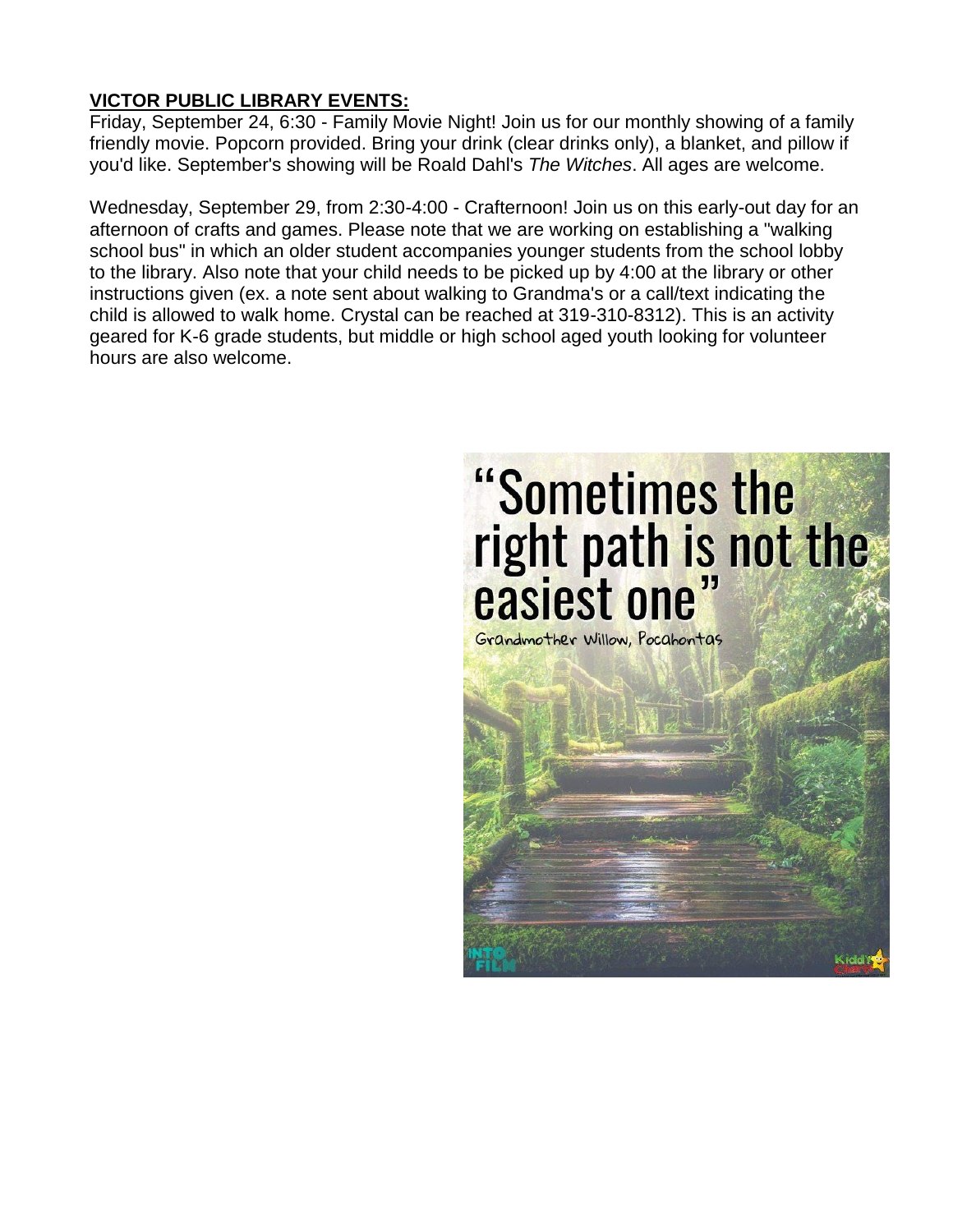**VICTOR PUBLIC LIBRARY EVENTS:**

Friday, September 24, 6:30 - Family Movie Night! Join us for our monthly showing of a family friendly movie. Popcorn provided. Bring your drink (clear drinks only), a blanket, and pillow if you'd like. September's showing will be Roald Dahl's *The Witches*. All ages are welcome.

Wednesday, September 29, from 2:30-4:00 - Crafternoon! Join us on this early-out day for an afternoon of crafts and games. Please note that we are working on establishing a "walking school bus" in which an older student accompanies younger students from the school lobby to the library. Also note that your child needs to be picked up by 4:00 at the library or other instructions given (ex. a note sent about walking to Grandma's or a call/text indicating the child is allowed to walk home. Crystal can be reached at 319-310-8312). This is an activity geared for K-6 grade students, but middle or high school aged youth looking for volunteer hours are also welcome.

"Sometimes the right path is not the easiest one"

Grandmother Willow, Pocahontas